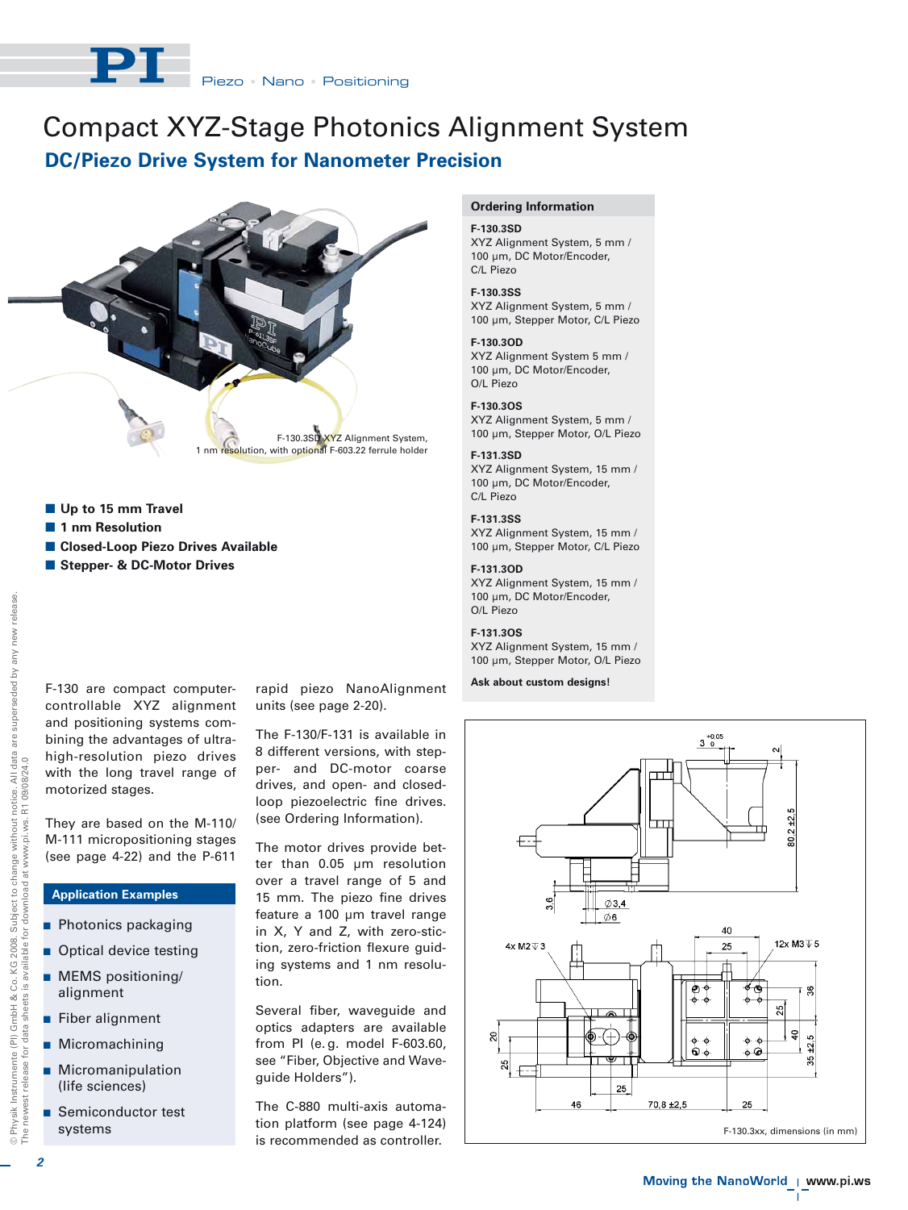# Compact XYZ-Stage Photonics Alignment System

## DC/Piezo Drive System for Nanometer Precision

F-130.3SD XYZ Alignment System, 1 nm resolution, with optional F-603.22 ferrule holder

- **Up to 15 mm Travel**
- **1 nm Resolution**
- **Closed-Loop Piezo Drives Available**
- **Stepper- & DC-Motor Drives**

### Ordering Information

**F-130.3SD**
XYZ Alignment System, 5 mm / 100 µm, DC Motor/Encoder, C/L Piezo

**F-130.3SS**
XYZ Alignment System, 5 mm / 100 µm, Stepper Motor, C/L Piezo

**F-130.3OD**
XYZ Alignment System 5 mm / 100 µm, DC Motor/Encoder, O/L Piezo

**F-130.3OS**
XYZ Alignment System, 5 mm / 100 µm, Stepper Motor, O/L Piezo

**F-131.3SD**
XYZ Alignment System, 15 mm / 100 µm, DC Motor/Encoder, C/L Piezo

**F-131.3SS**
XYZ Alignment System, 15 mm / 100 µm, Stepper Motor, C/L Piezo

**F-131.3OD**
XYZ Alignment System, 15 mm / 100 µm, DC Motor/Encoder, O/L Piezo

**F-131.3OS**
XYZ Alignment System, 15 mm / 100 µm, Stepper Motor, O/L Piezo

**Ask about custom designs!**

F-130 are compact computer-controllable XYZ alignment and positioning systems combining the advantages of ultra-high-resolution piezo drives with the long travel range of motorized stages.

They are based on the M-110/M-111 micropositioning stages (see page 4-22) and the P-611 rapid piezo NanoAlignment units (see page 2-20).

The F-130/F-131 is available in 8 different versions, with stepper- and DC-motor coarse drives, and open- and closed-loop piezoelectric fine drives. (see Ordering Information).

The motor drives provide better than 0.05 µm resolution over a travel range of 5 and 15 mm. The piezo fine drives feature a 100 µm travel range in X, Y and Z, with zero-stiction, zero-friction flexure guiding systems and 1 nm resolution.

Several fiber, waveguide and optics adapters are available from PI (e.g. model F-603.60, see "Fiber, Objective and Waveguide Holders").

The C-880 multi-axis automation platform (see page 4-124) is recommended as controller.

### Application Examples

- Photonics packaging
- Optical device testing
- MEMS positioning/alignment
- Fiber alignment
- Micromachining
- Micromanipulation (life sciences)
- Semiconductor test systems

F-130.3xx, dimensions (in mm)

© Physik Instrumente (PI) GmbH & Co. KG 2008. Subject to change without notice. All data are superseded by any new release. The newest release for data sheets is available for download at www.pi.ws. R1 09/08/24.0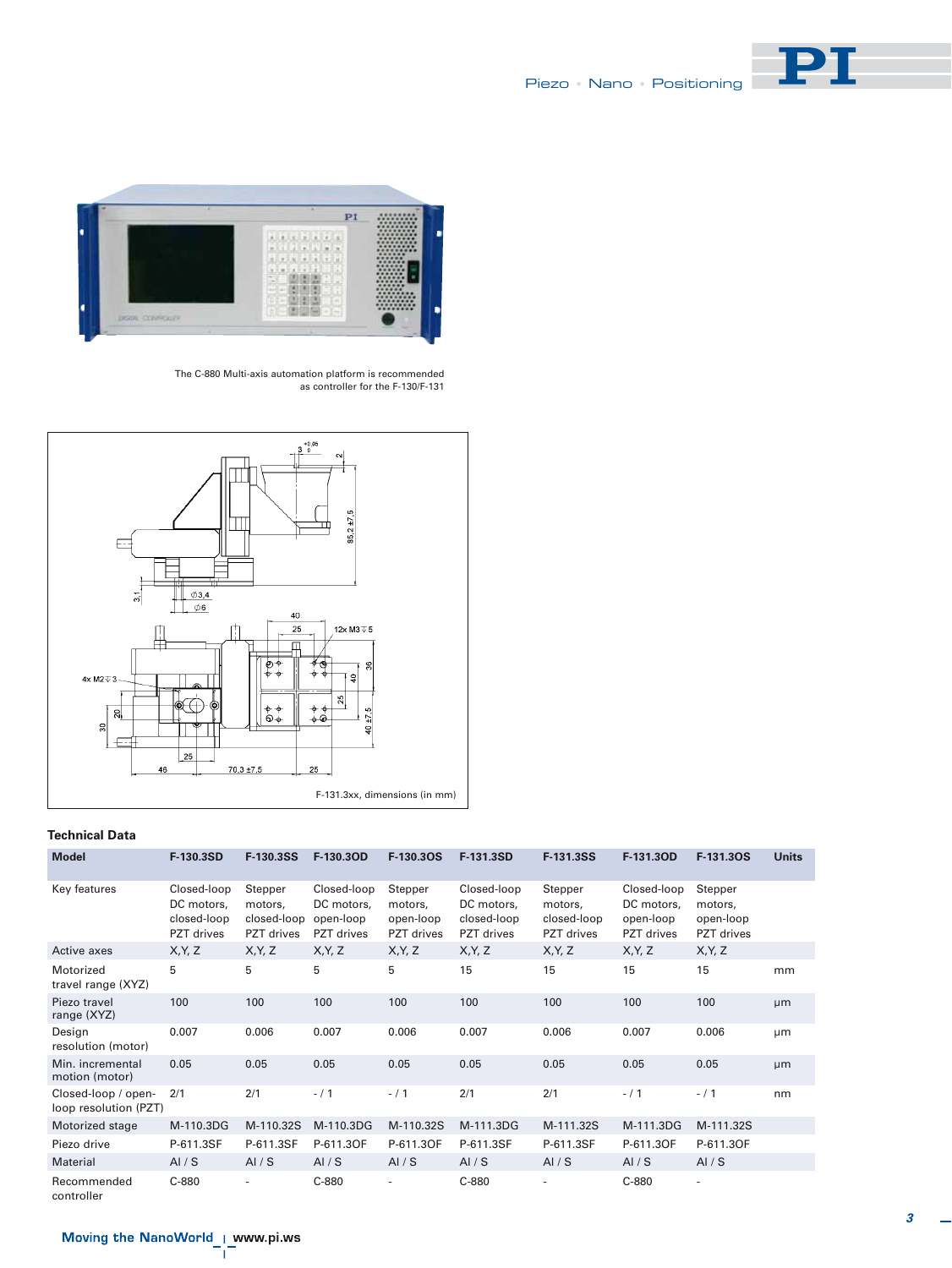The C-880 Multi-axis automation platform is recommended as controller for the F-130/F-131

F-131.3xx, dimensions (in mm)

### Technical Data

| Model | F-130.3SD | F-130.3SS | F-130.3OD | F-130.3OS | F-131.3SD | F-131.3SS | F-131.3OD | F-131.3OS | Units |
|---|---|---|---|---|---|---|---|---|---|
| Key features | Closed-loop DC motors, closed-loop PZT drives | Stepper motors, closed-loop PZT drives | Closed-loop DC motors, open-loop PZT drives | Stepper motors, open-loop PZT drives | Closed-loop DC motors, closed-loop PZT drives | Stepper motors, closed-loop PZT drives | Closed-loop DC motors, open-loop PZT drives | Stepper motors, open-loop PZT drives | |
| Active axes | X,Y, Z | X,Y, Z | X,Y, Z | X,Y, Z | X,Y, Z | X,Y, Z | X,Y, Z | X,Y, Z | |
| Motorized travel range (XYZ) | 5 | 5 | 5 | 5 | 15 | 15 | 15 | 15 | mm |
| Piezo travel range (XYZ) | 100 | 100 | 100 | 100 | 100 | 100 | 100 | 100 | µm |
| Design resolution (motor) | 0.007 | 0.006 | 0.007 | 0.006 | 0.007 | 0.006 | 0.007 | 0.006 | µm |
| Min. incremental motion (motor) | 0.05 | 0.05 | 0.05 | 0.05 | 0.05 | 0.05 | 0.05 | 0.05 | µm |
| Closed-loop / open-loop resolution (PZT) | 2/1 | 2/1 | - / 1 | - / 1 | 2/1 | 2/1 | - / 1 | - / 1 | nm |
| Motorized stage | M-110.3DG | M-110.32S | M-110.3DG | M-110.32S | M-111.3DG | M-111.32S | M-111.3DG | M-111.32S | |
| Piezo drive | P-611.3SF | P-611.3SF | P-611.3OF | P-611.3OF | P-611.3SF | P-611.3SF | P-611.3OF | P-611.3OF | |
| Material | Al / S | Al / S | Al / S | Al / S | Al / S | Al / S | Al / S | Al / S | |
| Recommended controller | C-880 | - | C-880 | - | C-880 | - | C-880 | - | |